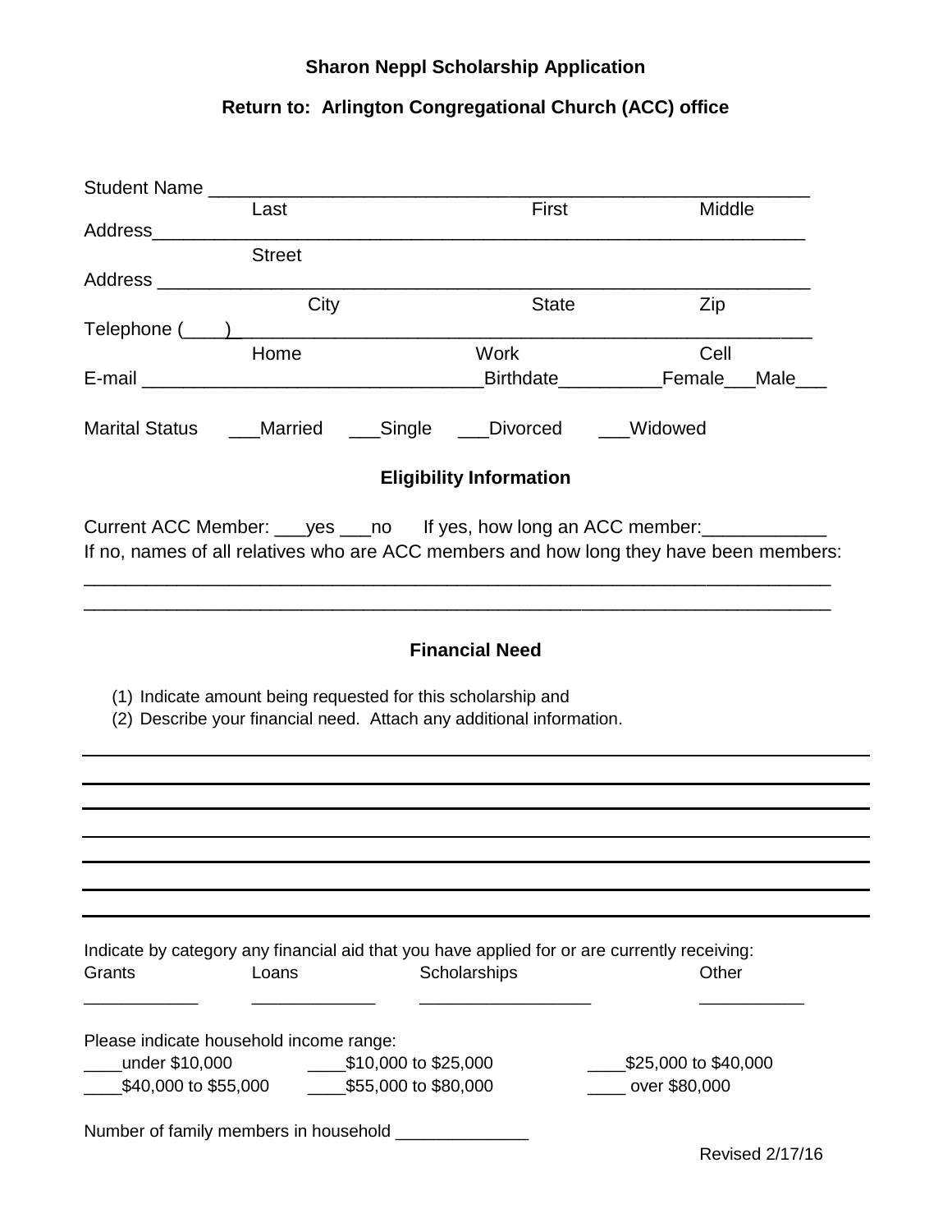**Sharon Neppl Scholarship Application**

**Return to: Arlington Congregational Church (ACC) office**

Student Name ____________________________________________________________
Last First Middle

Address__________________________________________________________________
Street

Address __________________________________________________________________
City State Zip

Telephone (____)_________________________________________________________
Home Work Cell

E-mail ________________________________Birthdate__________Female___Male___

Marital Status ___Married ___Single ___Divorced ___Widowed

**Eligibility Information**

Current ACC Member: ___yes ___no If yes, how long an ACC member:____________

If no, names of all relatives who are ACC members and how long they have been members:

___________________________________________________________________________

___________________________________________________________________________

**Financial Need**

(1) Indicate amount being requested for this scholarship and
(2) Describe your financial need. Attach any additional information.

___________________________________________________________________________

___________________________________________________________________________

___________________________________________________________________________

___________________________________________________________________________

___________________________________________________________________________

___________________________________________________________________________

___________________________________________________________________________

Indicate by category any financial aid that you have applied for or are currently receiving:

| Grants | Loans | Scholarships | Other |
|---|---|---|---|
| ____________ | _____________ | __________________ | ___________ |

Please indicate household income range:

____under $10,000 ____$10,000 to $25,000 ____$25,000 to $40,000

____$40,000 to $55,000 ____$55,000 to $80,000 ____ over $80,000

Number of family members in household ______________

Revised 2/17/16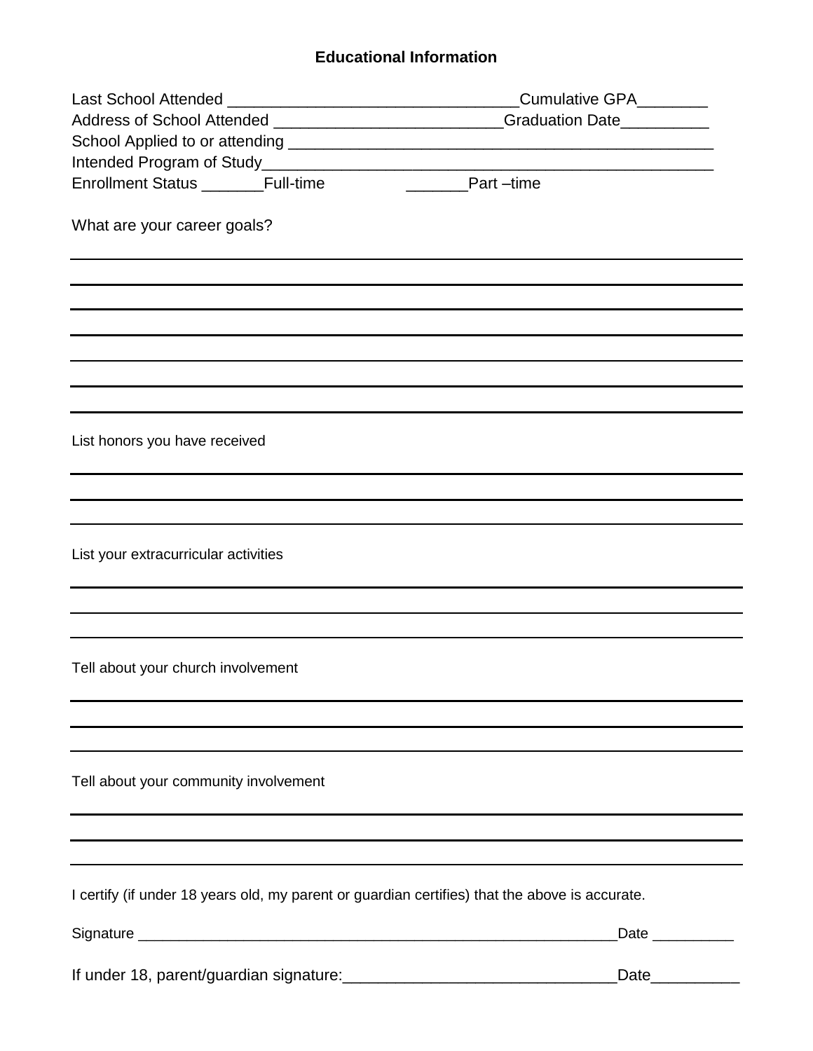## Educational Information

Last School Attended ________________________________Cumulative GPA________
Address of School Attended _________________________Graduation Date__________
School Applied to or attending _________________________________________________
Intended Program of Study_____________________________________________________
Enrollment Status _______Full-time _______Part –time

What are your career goals?

_______________________________________________________________________________
_______________________________________________________________________________
_______________________________________________________________________________
_______________________________________________________________________________
_______________________________________________________________________________
_______________________________________________________________________________
_______________________________________________________________________________

List honors you have received

_______________________________________________________________________________
_______________________________________________________________________________
_______________________________________________________________________________

List your extracurricular activities

_______________________________________________________________________________
_______________________________________________________________________________
_______________________________________________________________________________

Tell about your church involvement

_______________________________________________________________________________
_______________________________________________________________________________
_______________________________________________________________________________

Tell about your community involvement

_______________________________________________________________________________
_______________________________________________________________________________
_______________________________________________________________________________

I certify (if under 18 years old, my parent or guardian certifies) that the above is accurate.

Signature ___________________________________________________________Date __________

If under 18, parent/guardian signature:_______________________________Date__________